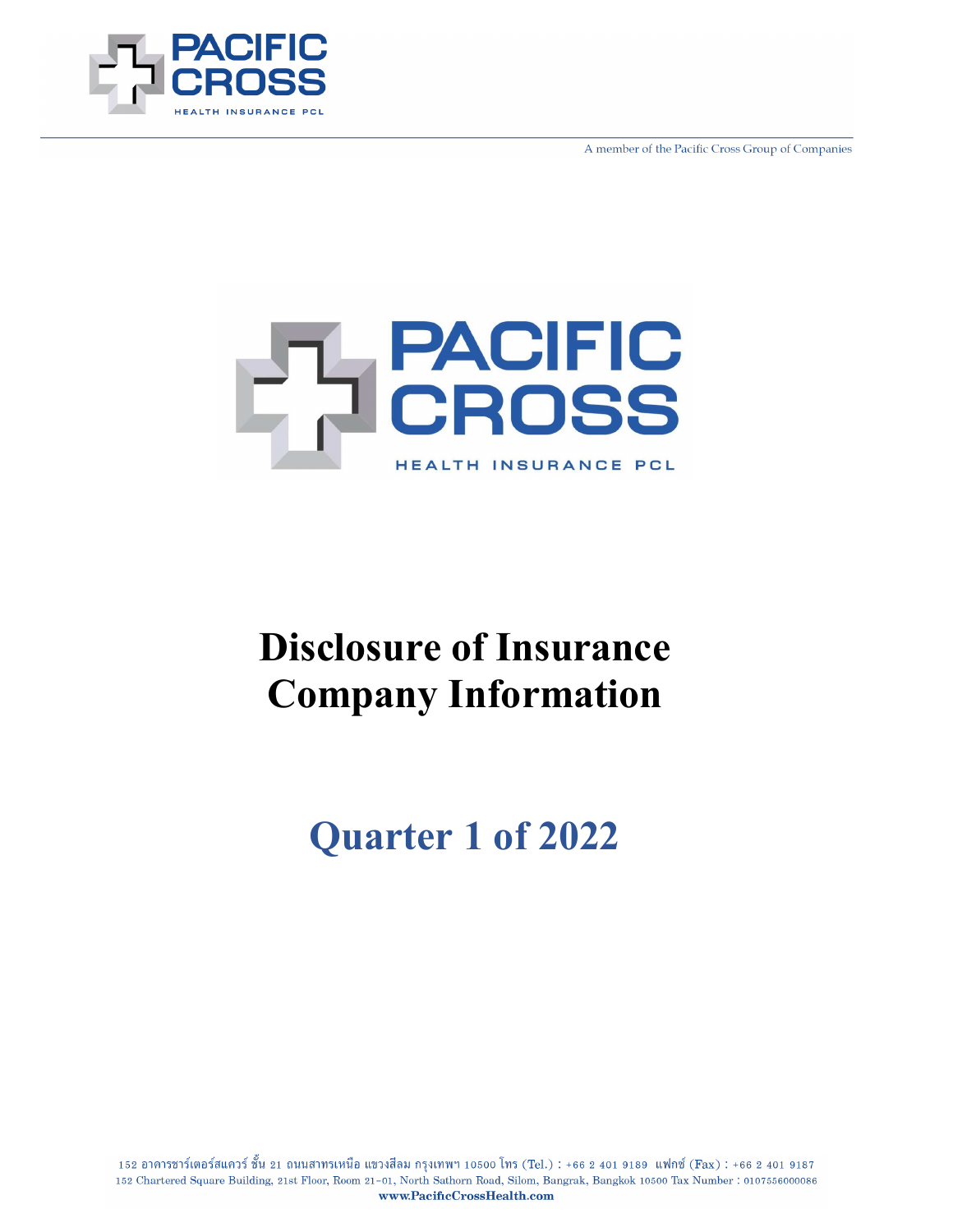PACIFIC CROSS

HEALTH INSURANCE PCL

A member of the Pacific Cross Group of Companies

PACIFIC CROSS

HEALTH INSURANCE PCL

# Disclosure of Insurance Company Information

## Quarter 1 of 2022

152 อาคารชาร์เตอร์สแควร์ ชั้น 21 ถนนสาทรเหนือ แขวงสีลม กรุงเทพฯ 10500 โทร (Tel.) : +66 2 401 9189 แฟกซ์ (Fax) : +66 2 401 9187
152 Chartered Square Building, 21st Floor, Room 21-01, North Sathorn Road, Silom, Bangrak, Bangkok 10500 Tax Number : 0107556000086
www.PacificCrossHealth.com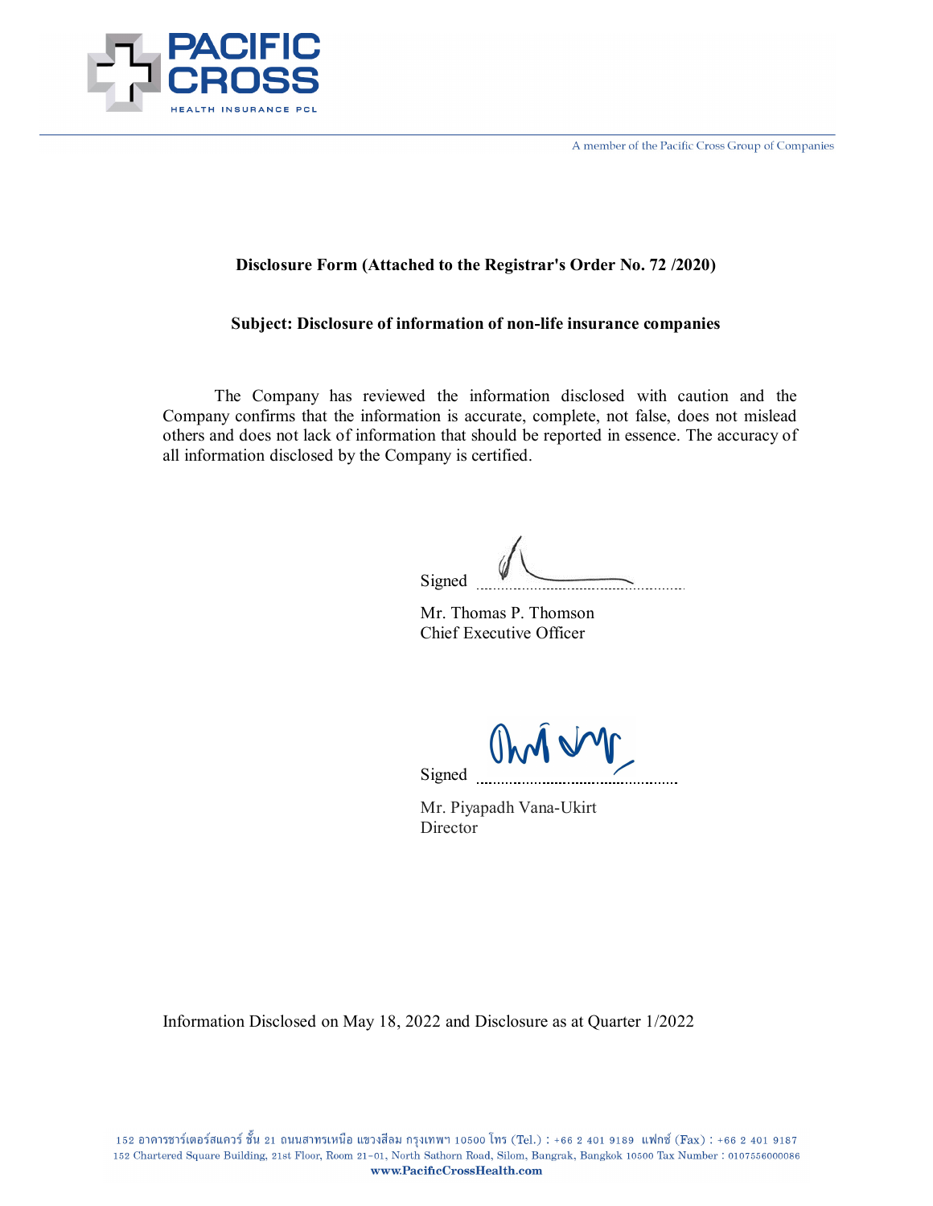**Disclosure Form (Attached to the Registrar's Order No. 72 /2020)**

**Subject: Disclosure of information of non-life insurance companies**

The Company has reviewed the information disclosed with caution and the Company confirms that the information is accurate, complete, not false, does not mislead others and does not lack of information that should be reported in essence. The accuracy of all information disclosed by the Company is certified.

Signed ..........................................

Mr. Thomas P. Thomson
Chief Executive Officer

Signed ..........................................

Mr. Piyapadh Vana-Ukirt
Director

Information Disclosed on May 18, 2022 and Disclosure as at Quarter 1/2022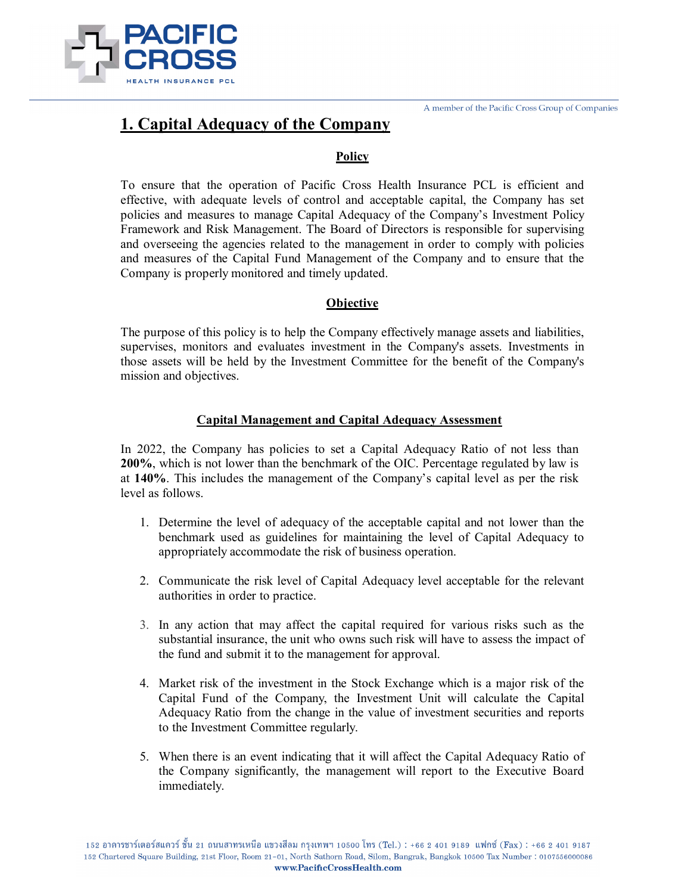## 1. Capital Adequacy of the Company

### Policy

To ensure that the operation of Pacific Cross Health Insurance PCL is efficient and effective, with adequate levels of control and acceptable capital, the Company has set policies and measures to manage Capital Adequacy of the Company's Investment Policy Framework and Risk Management. The Board of Directors is responsible for supervising and overseeing the agencies related to the management in order to comply with policies and measures of the Capital Fund Management of the Company and to ensure that the Company is properly monitored and timely updated.

### Objective

The purpose of this policy is to help the Company effectively manage assets and liabilities, supervises, monitors and evaluates investment in the Company's assets. Investments in those assets will be held by the Investment Committee for the benefit of the Company's mission and objectives.

### Capital Management and Capital Adequacy Assessment

In 2022, the Company has policies to set a Capital Adequacy Ratio of not less than **200%**, which is not lower than the benchmark of the OIC. Percentage regulated by law is at **140%**. This includes the management of the Company's capital level as per the risk level as follows.

1. Determine the level of adequacy of the acceptable capital and not lower than the benchmark used as guidelines for maintaining the level of Capital Adequacy to appropriately accommodate the risk of business operation.

2. Communicate the risk level of Capital Adequacy level acceptable for the relevant authorities in order to practice.

3. In any action that may affect the capital required for various risks such as the substantial insurance, the unit who owns such risk will have to assess the impact of the fund and submit it to the management for approval.

4. Market risk of the investment in the Stock Exchange which is a major risk of the Capital Fund of the Company, the Investment Unit will calculate the Capital Adequacy Ratio from the change in the value of investment securities and reports to the Investment Committee regularly.

5. When there is an event indicating that it will affect the Capital Adequacy Ratio of the Company significantly, the management will report to the Executive Board immediately.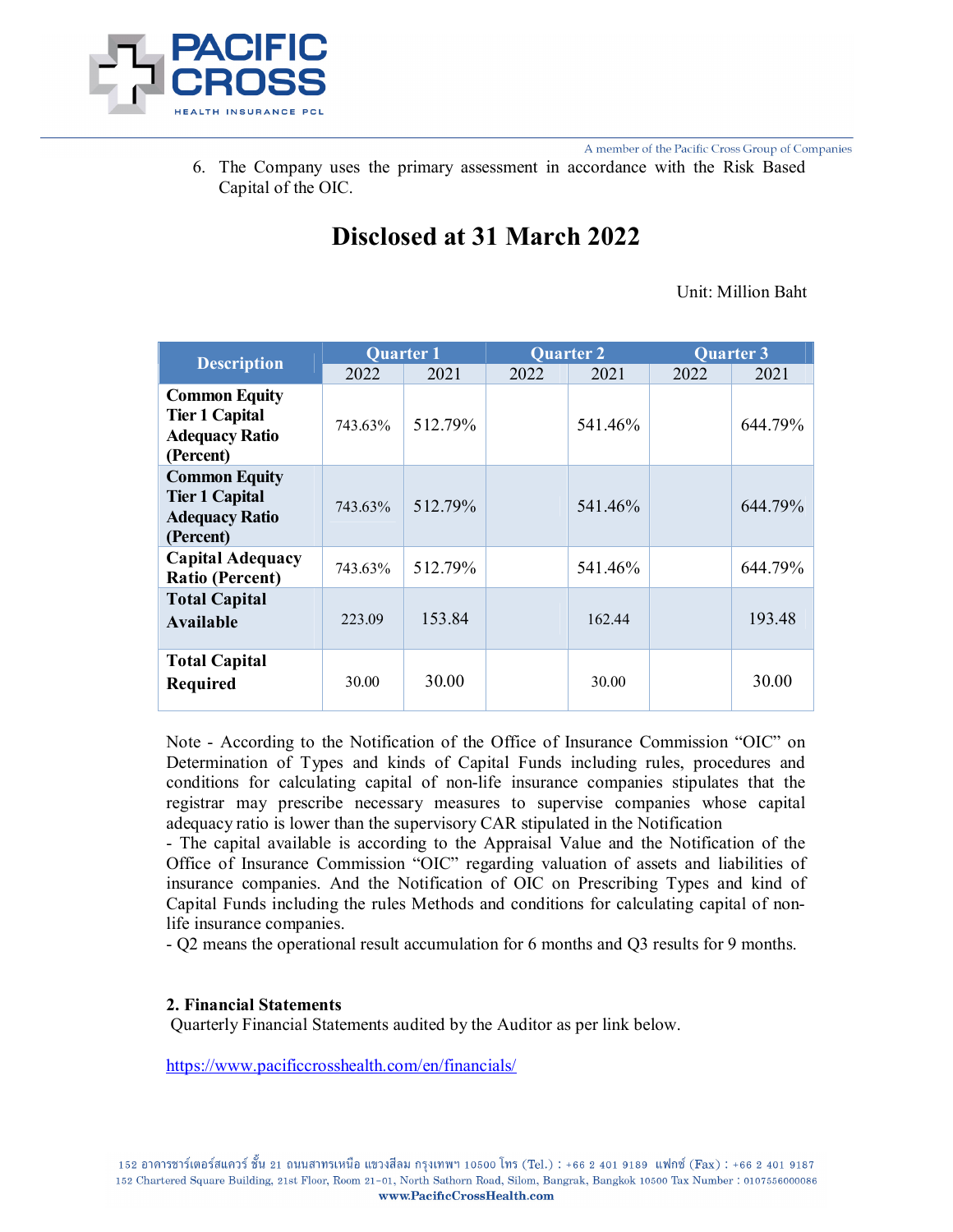6. The Company uses the primary assessment in accordance with the Risk Based Capital of the OIC.

# Disclosed at 31 March 2022

Unit: Million Baht

| Description | Quarter 1 | | Quarter 2 | | Quarter 3 | |
|---|---|---|---|---|---|---|
| | 2022 | 2021 | 2022 | 2021 | 2022 | 2021 |
| **Common Equity Tier 1 Capital Adequacy Ratio (Percent)** | 743.63% | 512.79% | | 541.46% | | 644.79% |
| **Common Equity Tier 1 Capital Adequacy Ratio (Percent)** | 743.63% | 512.79% | | 541.46% | | 644.79% |
| **Capital Adequacy Ratio (Percent)** | 743.63% | 512.79% | | 541.46% | | 644.79% |
| **Total Capital Available** | 223.09 | 153.84 | | 162.44 | | 193.48 |
| **Total Capital Required** | 30.00 | 30.00 | | 30.00 | | 30.00 |

Note - According to the Notification of the Office of Insurance Commission "OIC" on Determination of Types and kinds of Capital Funds including rules, procedures and conditions for calculating capital of non-life insurance companies stipulates that the registrar may prescribe necessary measures to supervise companies whose capital adequacy ratio is lower than the supervisory CAR stipulated in the Notification

- The capital available is according to the Appraisal Value and the Notification of the Office of Insurance Commission "OIC" regarding valuation of assets and liabilities of insurance companies. And the Notification of OIC on Prescribing Types and kind of Capital Funds including the rules Methods and conditions for calculating capital of non-life insurance companies.
- Q2 means the operational result accumulation for 6 months and Q3 results for 9 months.

**2. Financial Statements**

Quarterly Financial Statements audited by the Auditor as per link below.

https://www.pacificcrosshealth.com/en/financials/